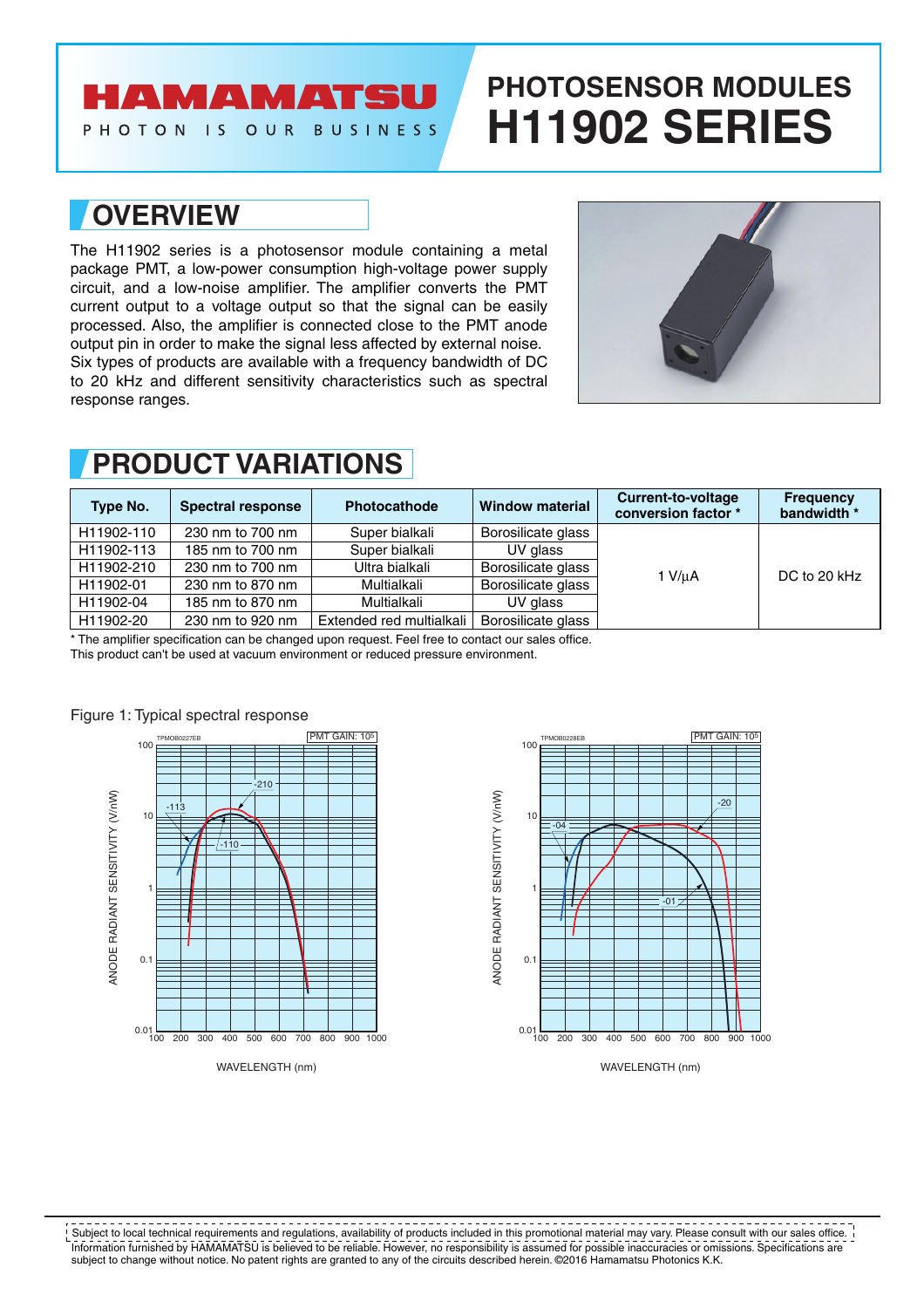# PHOTOSENSOR MODULES
# H11902 SERIES

## OVERVIEW

The H11902 series is a photosensor module containing a metal package PMT, a low-power consumption high-voltage power supply circuit, and a low-noise amplifier. The amplifier converts the PMT current output to a voltage output so that the signal can be easily processed. Also, the amplifier is connected close to the PMT anode output pin in order to make the signal less affected by external noise.
Six types of products are available with a frequency bandwidth of DC to 20 kHz and different sensitivity characteristics such as spectral response ranges.

## PRODUCT VARIATIONS

| Type No. | Spectral response | Photocathode | Window material | Current-to-voltage conversion factor * | Frequency bandwidth * |
|---|---|---|---|---|---|
| H11902-110 | 230 nm to 700 nm | Super bialkali | Borosilicate glass | 1 V/µA | DC to 20 kHz |
| H11902-113 | 185 nm to 700 nm | Super bialkali | UV glass | | |
| H11902-210 | 230 nm to 700 nm | Ultra bialkali | Borosilicate glass | | |
| H11902-01 | 230 nm to 870 nm | Multialkali | Borosilicate glass | | |
| H11902-04 | 185 nm to 870 nm | Multialkali | UV glass | | |
| H11902-20 | 230 nm to 920 nm | Extended red multialkali | Borosilicate glass | | |

* The amplifier specification can be changed upon request. Feel free to contact our sales office.
This product can't be used at vacuum environment or reduced pressure environment.

Figure 1: Typical spectral response

Subject to local technical requirements and regulations, availability of products included in this promotional material may vary. Please consult with our sales office.
Information furnished by HAMAMATSU is believed to be reliable. However, no responsibility is assumed for possible inaccuracies or omissions. Specifications are subject to change without notice. No patent rights are granted to any of the circuits described herein. ©2016 Hamamatsu Photonics K.K.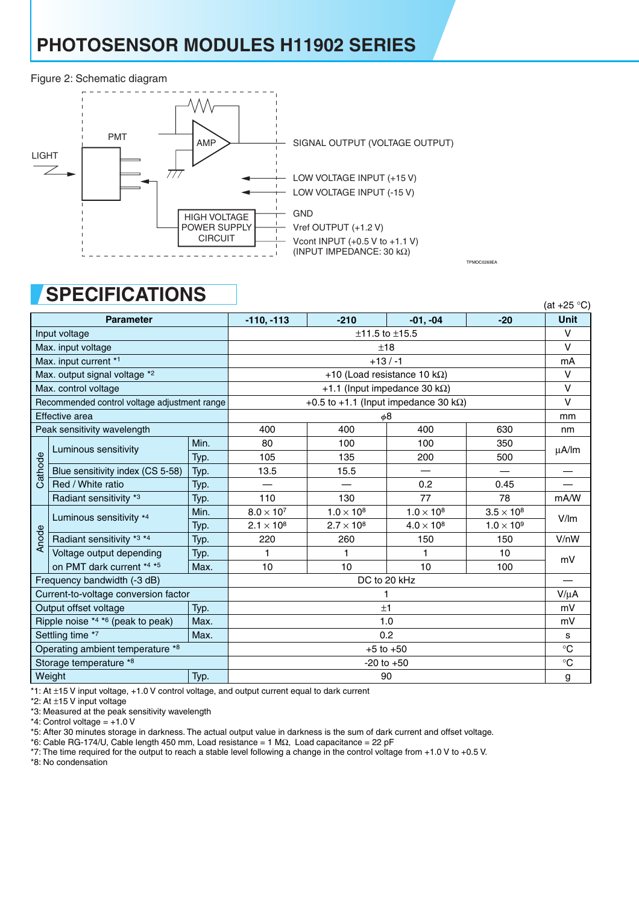# PHOTOSENSOR MODULES H11902 SERIES

Figure 2: Schematic diagram

LIGHT

PMT

AMP

HIGH VOLTAGE POWER SUPPLY CIRCUIT

SIGNAL OUTPUT (VOLTAGE OUTPUT)

LOW VOLTAGE INPUT (+15 V)

LOW VOLTAGE INPUT (-15 V)

GND

Vref OUTPUT (+1.2 V)

Vcont INPUT (+0.5 V to +1.1 V)
(INPUT IMPEDANCE: 30 kΩ)

TPMOC0269EA

## SPECIFICATIONS

(at +25 °C)

| Parameter | | | -110, -113 | -210 | -01, -04 | -20 | Unit |
|---|---|---|---|---|---|---|---|
| Input voltage | | | ±11.5 to ±15.5 | | | | V |
| Max. input voltage | | | ±18 | | | | V |
| Max. input current *1 | | | +13 / -1 | | | | mA |
| Max. output signal voltage *2 | | | +10 (Load resistance 10 kΩ) | | | | V |
| Max. control voltage | | | +1.1 (Input impedance 30 kΩ) | | | | V |
| Recommended control voltage adjustment range | | | +0.5 to +1.1 (Input impedance 30 kΩ) | | | | V |
| Effective area | | | $\phi$8 | | | | mm |
| Peak sensitivity wavelength | | | 400 | 400 | 400 | 630 | nm |
| Cathode | Luminous sensitivity | Min. | 80 | 100 | 100 | 350 | µA/lm |
| | | Typ. | 105 | 135 | 200 | 500 | |
| | Blue sensitivity index (CS 5-58) | Typ. | 13.5 | 15.5 | — | — | — |
| | Red / White ratio | Typ. | — | — | 0.2 | 0.45 | — |
| | Radiant sensitivity *3 | Typ. | 110 | 130 | 77 | 78 | mA/W |
| Anode | Luminous sensitivity *4 | Min. | $8.0 \times 10^7$ | $1.0 \times 10^8$ | $1.0 \times 10^8$ | $3.5 \times 10^8$ | V/lm |
| | | Typ. | $2.1 \times 10^8$ | $2.7 \times 10^8$ | $4.0 \times 10^8$ | $1.0 \times 10^9$ | |
| | Radiant sensitivity *3 *4 | Typ. | 220 | 260 | 150 | 150 | V/nW |
| | Voltage output depending on PMT dark current *4 *5 | Typ. | 1 | 1 | 1 | 10 | mV |
| | | Max. | 10 | 10 | 10 | 100 | |
| Frequency bandwidth (-3 dB) | | | DC to 20 kHz | | | | — |
| Current-to-voltage conversion factor | | | 1 | | | | V/µA |
| Output offset voltage | | Typ. | ±1 | | | | mV |
| Ripple noise *4 *6 (peak to peak) | | Max. | 1.0 | | | | mV |
| Settling time *7 | | Max. | 0.2 | | | | s |
| Operating ambient temperature *8 | | | +5 to +50 | | | | °C |
| Storage temperature *8 | | | -20 to +50 | | | | °C |
| Weight | | Typ. | 90 | | | | g |

*1: At ±15 V input voltage, +1.0 V control voltage, and output current equal to dark current
*2: At ±15 V input voltage
*3: Measured at the peak sensitivity wavelength
*4: Control voltage = +1.0 V
*5: After 30 minutes storage in darkness. The actual output value in darkness is the sum of dark current and offset voltage.
*6: Cable RG-174/U, Cable length 450 mm, Load resistance = 1 MΩ, Load capacitance = 22 pF
*7: The time required for the output to reach a stable level following a change in the control voltage from +1.0 V to +0.5 V.
*8: No condensation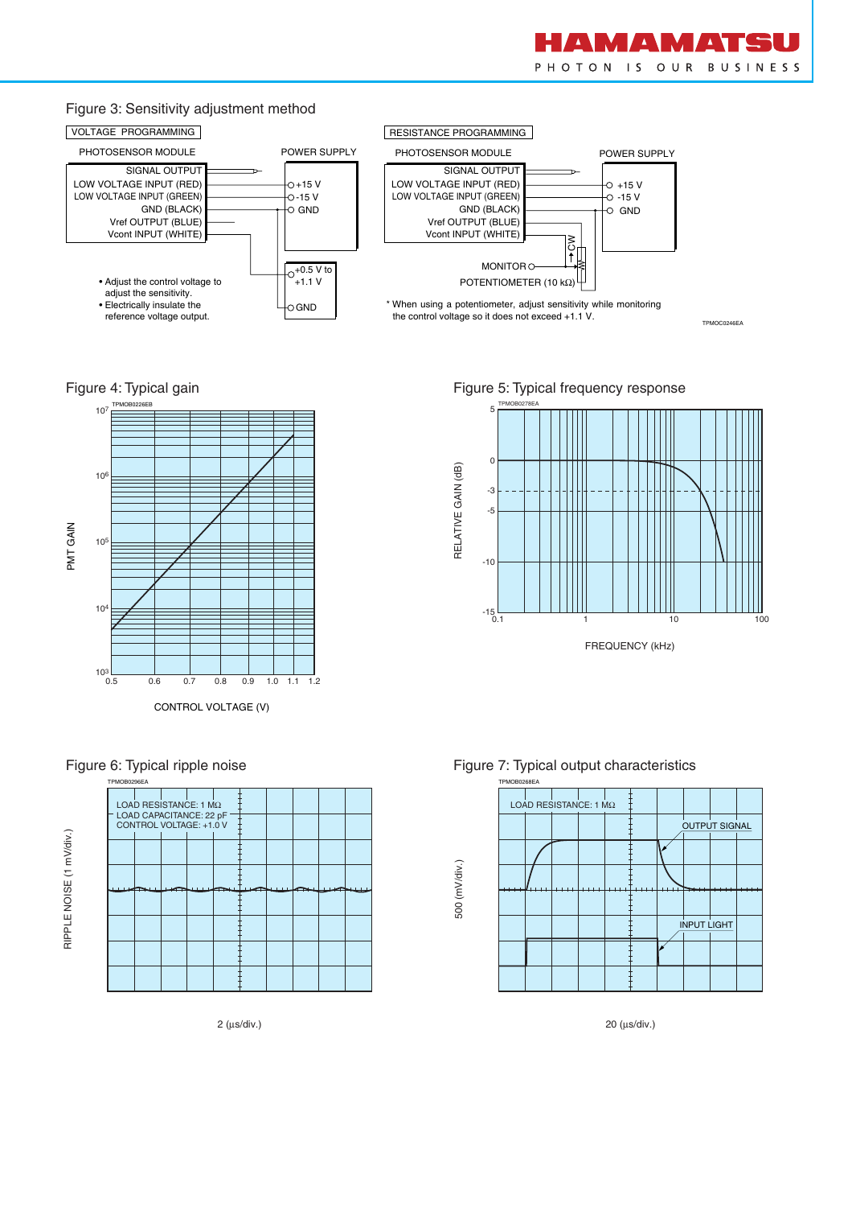## Figure 3: Sensitivity adjustment method

VOLTAGE PROGRAMMING

PHOTOSENSOR MODULE

POWER SUPPLY

SIGNAL OUTPUT
LOW VOLTAGE INPUT (RED)
LOW VOLTAGE INPUT (GREEN)
GND (BLACK)
Vref OUTPUT (BLUE)
Vcont INPUT (WHITE)

+15 V
-15 V
GND

+0.5 V to +1.1 V
GND

- Adjust the control voltage to adjust the sensitivity.
- Electrically insulate the reference voltage output.

RESISTANCE PROGRAMMING

PHOTOSENSOR MODULE

POWER SUPPLY

SIGNAL OUTPUT
LOW VOLTAGE INPUT (RED)
LOW VOLTAGE INPUT (GREEN)
GND (BLACK)
Vref OUTPUT (BLUE)
Vcont INPUT (WHITE)

+15 V
-15 V
GND

CW

MONITOR

POTENTIOMETER (10 kΩ)

* When using a potentiometer, adjust sensitivity while monitoring the control voltage so it does not exceed +1.1 V.

TPMOC0246EA

## Figure 4: Typical gain

TPMOB0226EB

PMT GAIN

CONTROL VOLTAGE (V)

## Figure 5: Typical frequency response

TPMOB0278EA

RELATIVE GAIN (dB)

FREQUENCY (kHz)

## Figure 6: Typical ripple noise

TPMOB0296EA

LOAD RESISTANCE: 1 MΩ
LOAD CAPACITANCE: 22 pF
CONTROL VOLTAGE: +1.0 V

RIPPLE NOISE (1 mV/div.)

2 (μs/div.)

## Figure 7: Typical output characteristics

TPMOB0268EA

LOAD RESISTANCE: 1 MΩ

OUTPUT SIGNAL

INPUT LIGHT

500 (mV/div.)

20 (μs/div.)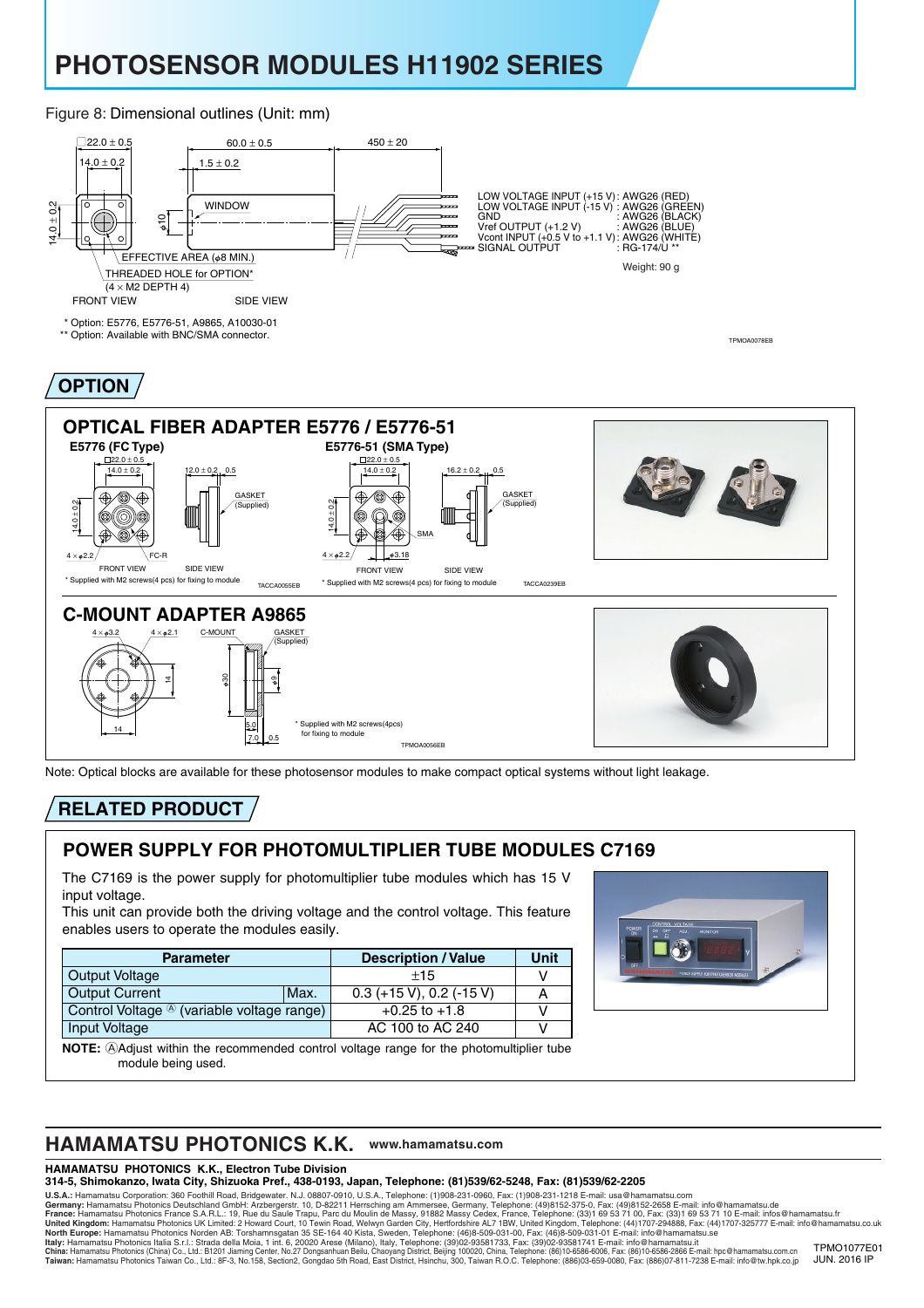# PHOTOSENSOR MODULES H11902 SERIES

Figure 8: Dimensional outlines (Unit: mm)

□22.0 ± 0.5
14.0 ± 0.2
14.0 ± 0.2
60.0 ± 0.5
1.5 ± 0.2
450 ± 20
WINDOW
φ10
EFFECTIVE AREA (φ8 MIN.)
THREADED HOLE for OPTION*
(4 × M2 DEPTH 4)
FRONT VIEW
SIDE VIEW

LOW VOLTAGE INPUT (+15 V) : AWG26 (RED)
LOW VOLTAGE INPUT (-15 V) : AWG26 (GREEN)
GND : AWG26 (BLACK)
Vref OUTPUT (+1.2 V) : AWG26 (BLUE)
Vcont INPUT (+0.5 V to +1.1 V) : AWG26 (WHITE)
SIGNAL OUTPUT : RG-174/U **

Weight: 90 g

\* Option: E5776, E5776-51, A9865, A10030-01
** Option: Available with BNC/SMA connector.

TPMOA0078EB

## OPTION

### OPTICAL FIBER ADAPTER E5776 / E5776-51

**E5776 (FC Type)**

□22.0 ± 0.5
14.0 ± 0.2
14.0 ± 0.2
12.0 ± 0.2
0.5
GASKET (Supplied)
4 × φ2.2
FC-R
FRONT VIEW
SIDE VIEW

\* Supplied with M2 screws(4 pcs) for fixing to module

TACCA0055EB

**E5776-51 (SMA Type)**

□22.0 ± 0.5
14.0 ± 0.2
14.0 ± 0.2
16.2 ± 0.2
0.5
GASKET (Supplied)
SMA
4 × φ2.2
φ3.18
FRONT VIEW
SIDE VIEW

\* Supplied with M2 screws(4 pcs) for fixing to module

TACCA0239EB

### C-MOUNT ADAPTER A9865

4 × φ3.2
4 × φ2.1
C-MOUNT
GASKET (Supplied)
14
14
φ30
φ9
5.0
7.0
0.5

\* Supplied with M2 screws(4pcs) for fixing to module

TPMOA0056EB

Note: Optical blocks are available for these photosensor modules to make compact optical systems without light leakage.

## RELATED PRODUCT

### POWER SUPPLY FOR PHOTOMULTIPLIER TUBE MODULES C7169

The C7169 is the power supply for photomultiplier tube modules which has 15 V input voltage.
This unit can provide both the driving voltage and the control voltage. This feature enables users to operate the modules easily.

| Parameter | | Description / Value | Unit |
|---|---|---|---|
| Output Voltage | | ±15 | V |
| Output Current | Max. | 0.3 (+15 V), 0.2 (-15 V) | A |
| Control Voltage Ⓐ (variable voltage range) | | +0.25 to +1.8 | V |
| Input Voltage | | AC 100 to AC 240 | V |

**NOTE:** ⒶAdjust within the recommended control voltage range for the photomultiplier tube module being used.

## HAMAMATSU PHOTONICS K.K. www.hamamatsu.com

**HAMAMATSU PHOTONICS K.K., Electron Tube Division**
**314-5, Shimokanzo, Iwata City, Shizuoka Pref., 438-0193, Japan, Telephone: (81)539/62-5248, Fax: (81)539/62-2205**

**U.S.A.:** Hamamatsu Corporation: 360 Foothill Road, Bridgewater. N.J. 08807-0910, U.S.A., Telephone: (1)908-231-0960, Fax: (1)908-231-1218 E-mail: usa@hamamatsu.com
**Germany:** Hamamatsu Photonics Deutschland GmbH: Arzbergerstr. 10, D-82211 Herrsching am Ammersee, Germany, Telephone: (49)8152-375-0, Fax: (49)8152-2658 E-mail: info@hamamatsu.de
**France:** Hamamatsu Photonics France S.A.R.L.: 19, Rue du Saule Trapu, Parc du Moulin de Massy, 91882 Massy Cedex, France, Telephone: (33)1 69 53 71 00, Fax: (33)1 69 53 71 10 E-mail: infos@hamamatsu.fr
**United Kingdom:** Hamamatsu Photonics UK Limited: 2 Howard Court, 10 Tewin Road, Welwyn Garden City, Hertfordshire AL7 1BW, United Kingdom, Telephone: (44)1707-294888, Fax: (44)1707-325777 E-mail: info@hamamatsu.co.uk
**North Europe:** Hamamatsu Photonics Norden AB: Torshamnsgatan 35 SE-164 40 Kista, Sweden, Telephone: (46)8-509-031-00, Fax: (46)8-509-031-01 E-mail: info@hamamatsu.se
**Italy:** Hamamatsu Photonics Italia S.r.l.: Strada della Moia, 1 int. 6, 20020 Arese (Milano), Italy, Telephone: (39)02-93581733, Fax: (39)02-93581741 E-mail: info@hamamatsu.it
**China:** Hamamatsu Photonics (China) Co., Ltd.: B1201 Jiaming Center, No.27 Dongsanhuan Beilu, Chaoyang District, Beijing 100020, China, Telephone: (86)10-6586-6006, Fax: (86)10-6586-2866 E-mail: hpc@hamamatsu.com.cn
**Taiwan:** Hamamatsu Photonics Taiwan Co., Ltd.: 8F-3, No.158, Section2, Gongdao 5th Road, East District, Hsinchu, 300, Taiwan R.O.C. Telephone: (886)03-659-0080, Fax: (886)07-811-7238 E-mail: info@tw.hpk.co.jp

TPMO1077E01
JUN. 2016 IP